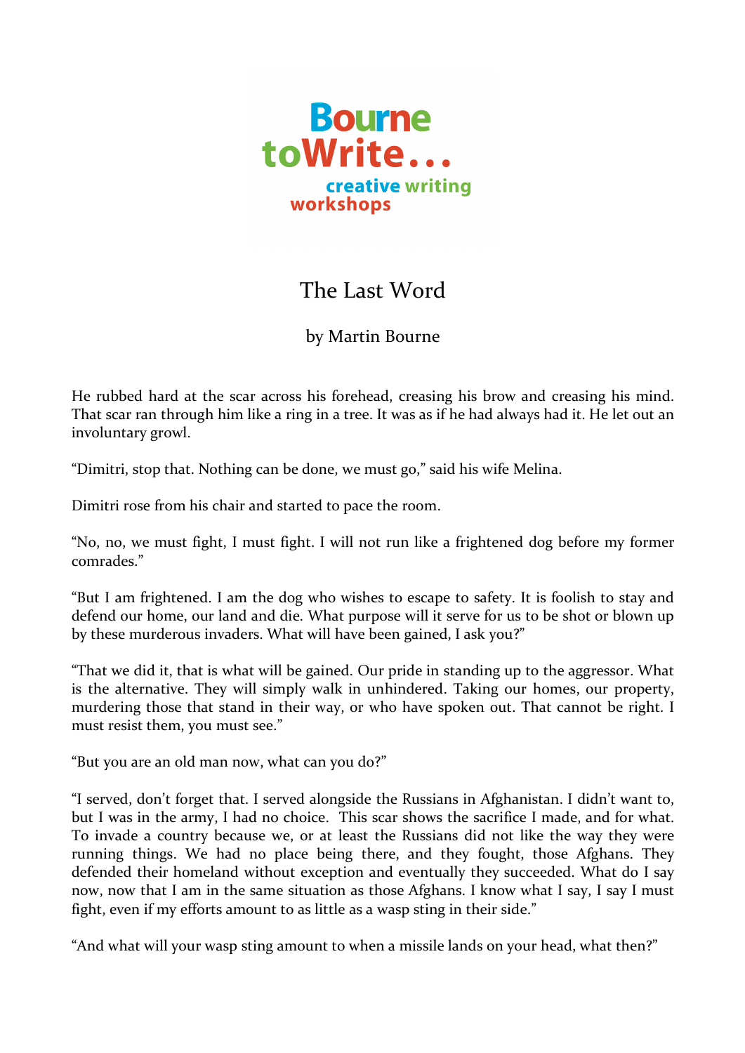Bourne
toWrite...
creative writing
workshops

# The Last Word

by Martin Bourne

He rubbed hard at the scar across his forehead, creasing his brow and creasing his mind. That scar ran through him like a ring in a tree. It was as if he had always had it. He let out an involuntary growl.

"Dimitri, stop that. Nothing can be done, we must go," said his wife Melina.

Dimitri rose from his chair and started to pace the room.

"No, no, we must fight, I must fight. I will not run like a frightened dog before my former comrades."

"But I am frightened. I am the dog who wishes to escape to safety. It is foolish to stay and defend our home, our land and die. What purpose will it serve for us to be shot or blown up by these murderous invaders. What will have been gained, I ask you?"

"That we did it, that is what will be gained. Our pride in standing up to the aggressor. What is the alternative. They will simply walk in unhindered. Taking our homes, our property, murdering those that stand in their way, or who have spoken out. That cannot be right. I must resist them, you must see."

"But you are an old man now, what can you do?"

"I served, don't forget that. I served alongside the Russians in Afghanistan. I didn't want to, but I was in the army, I had no choice. This scar shows the sacrifice I made, and for what. To invade a country because we, or at least the Russians did not like the way they were running things. We had no place being there, and they fought, those Afghans. They defended their homeland without exception and eventually they succeeded. What do I say now, now that I am in the same situation as those Afghans. I know what I say, I say I must fight, even if my efforts amount to as little as a wasp sting in their side."

"And what will your wasp sting amount to when a missile lands on your head, what then?"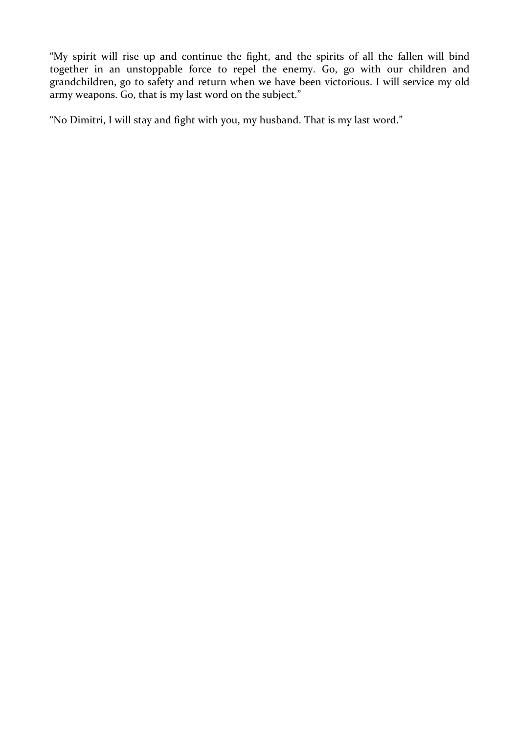"My spirit will rise up and continue the fight, and the spirits of all the fallen will bind together in an unstoppable force to repel the enemy. Go, go with our children and grandchildren, go to safety and return when we have been victorious. I will service my old army weapons. Go, that is my last word on the subject."

"No Dimitri, I will stay and fight with you, my husband. That is my last word."